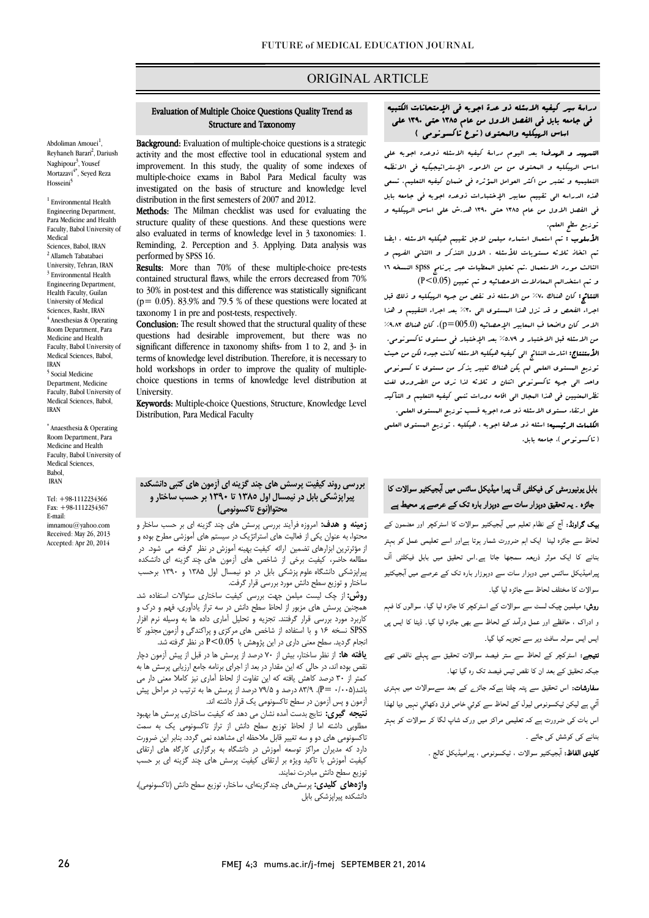ORIGINAL ARTICLE

# Evaluation of Multiple Choice Questions Quality Trend as Structure and Taxonomy

Abdoliman Amouei[1], Reyhaneh Barari[2], Dariush Naghipour[3], Yousef Mortazavi[4*], Seyed Reza Hosseini[5]

[1] Environmental Health Engineering Department, Para Medicine and Health Faculty, Babol University of Medical Sciences, Babol, IRAN
[2] Allameh Tabatabaei University, Tehran, IRAN
[3] Environmental Health Engineering Department, Health Faculty, Guilan University of Medical Sciences, Rasht, IRAN
[4] Anesthesias & Operating Room Department, Para Medicine and Health Faculty, Babol University of Medical Sciences, Babol, IRAN
[5] Social Medicine Department, Medicine Faculty, Babol University of Medical Sciences, Babol, IRAN

[*] Anaesthesia & Operating Room Department, Para Medicine and Health Faculty, Babol University of Medical Sciences, Babol, IRAN

Tel: +98-1112234366
Fax: +98-1112234367
E-mail: imnamou@yahoo.com
Received: May 26, 2013
Accepted: Apr 20, 2014

**Background:** Evaluation of multiple-choice questions is a strategic activity and the most effective tool in educational system and improvement. In this study, the quality of some indexes of multiple-choice exams in Babol Para Medical faculty was investigated on the basis of structure and knowledge level distribution in the first semesters of 2007 and 2012.

**Methods:** The Milman checklist was used for evaluating the structure quality of these questions. And these questions were also evaluated in terms of knowledge level in 3 taxonomies: 1. Reminding, 2. Perception and 3. Applying. Data analysis was performed by SPSS 16.

**Results:** More than 70% of these multiple-choice pre-tests contained structural flaws, while the errors decreased from 70% to 30% in post-test and this difference was statistically significant ($p = 0.05$). 83.9% and 79.5 % of these questions were located at taxonomy 1 in pre and post-tests, respectively.

**Conclusion:** The result showed that the structural quality of these questions had desirable improvement, but there was no significant difference in taxonomy shifts- from 1 to 2, and 3- in terms of knowledge level distribution. Therefore, it is necessary to hold workshops in order to improve the quality of multiple-choice questions in terms of knowledge level distribution at University.

**Keywords:** Multiple-choice Questions, Structure, Knowledge Level Distribution, Para Medical Faculty

## دراسة سير كيفية الاسئلة ذو عدة اجوبه في الإمتحانات الكتبيه في جامعه بابل في الفصل الاول من عام ١٣٨٥ حتى ١٣٩٠ على اساس الهيكليه والمحتوى (نوع تاكسونومى )

**التمهيد و الهدف:** بعد اليوم دراسة كيفيه الاسئله ذوعده اجوبه على اساس الهيكليه و المحتوى من من الامور الإستراتيجيكيه في الانظمه التعليميه و تعتبر من اكثر العوامل المؤثره في ضمان كيفيه التعليم. تسعى هذه الدراسه الى تقييم معايير الإختبارات ذوعده اجوبه في جامعه بابل في الفصل الاول من عام ١٣٨٥ حتى ١٣٩٠ هـ.ش على اساس الهيكليه و توزيع سطح العلم.

**الأسلوب :** تم استعمال استماره ميلمن لاجل تقييم هيكليه الاسئله . ايضا تم اتخاذ ثلاثه مستويات للأسئله ، الاول التذكر و االثاني الفهم و الثالث مورد الاستعمال .تم تحليل المعطيات عبر برنامج spss النسخه ١٦ و تم استخدالم المعادلات الاحصائيه و تم تعيين (P<0.05)

**النتائج :** كان هناك ٧٠٪ من الاسئله ذو نقص من جهه الهيكليه و ذلك قبل اجراء الفحص و قد نزل هذا المستوى الى ٣٠٪ بعد اجراء التقييم و هذا الامر كان واضحا فى المعايير الإحصائيه (p=005.0). كان هناك ٩.٨٣٪ من الاسئله قبل الاختبار و ٥.٧٩٪ بعد الإختبار في مستوى تاكسونومى.

**الأستنتاج:** اشارت النتائج الى كيفيه هيكليه الاسئله كانت جيده لكن من حيث توزيع المستوى العلمي لم يكن هناك تغيير يذكر من مستوى تا كسونومى واحد الى جهه تاكسونومى اثنان و ثلاثه لذا نرى من الضرورى لفت نظرالمعنيين في هذا المجال الى اقامه دورات تنمى كيفيه التعليم و التأكيد على ارتقاء مستوى الاسئله ذو عده اجوبه حسب توزيع المستوى العلمي.

**الكلمات الرئيسية:** اسئله ذو عدالة اجوبه ، هيكليه ، توزيع المستوى العلمي ( تاكسونومى )، جامعه بابل.

## بررسی روند کیفیت پرسش های چند گزینه ای آزمون های کتبی دانشکده پیراپزشکی بابل در نیمسال اول ۱۳۸۵ تا ۱۳۹۰ بر حسب ساختار و محتوا(نوع تاکسونومی)

**زمینه و هدف:** امروزه فرآیند بررسی پرسش های چند گزینه ای بر حسب ساختار و محتوا، به عنوان یکی از فعالیت های استراتژیک در سیستم های آموزشی مطرح بوده و از مؤثرترین ابزارهای تضمین ارائه کیفیت بهینه آموزش در نظر گرفته می شود. در مطالعه حاضر، کیفیت برخی از شاخص های آزمون های چند گزینه ای دانشکده پیراپزشکی دانشگاه علوم پزشکی بابل در دو نیمسال اول ۱۳۸۵ و ۱۳۹۰ برحسب ساختار و توزیع سطح دانش مورد بررسی قرار گرفت.

**روش:** از چک لیست میلمن جهت بررسی کیفیت ساختاری سئوالات استفاده شد. همچنین پرسش های مزبور از لحاظ سطح دانش در سه تراز یادآوری، فهم و درک و کاربرد مورد بررسی قرار گرفتند. تجزیه و تحلیل آماری داده ها به وسیله نرم افزار SPSS نسخه ۱۶ و با استفاده از شاخص های مرکزی و پراکندگی و آزمون مجذور کا انجام گردید. سطح معنی داری در این پژوهش با $P<0.05$ در نظر گرفته شد.

**یافته ها:** از نظر ساختار، بیش از ۷۰ درصد از پرسش ها در قبل از پیش آزمون دچار نقص بوده اند، در حالی که این مقدار در بعد از اجرای برنامه جامع ارزیابی پرسش ها به کمتر از ۳۰ درصد کاهش یافته که این تفاوت از لحاظ آماری نیز کاملا معنی دار می باشد(۰/۰۰۵ =P)، ۸۳/۹ درصد و ۷۹/۵ درصد از پرسش ها به ترتیب در مراحل پیش آزمون و پس آزمون در سطح تاکسونومی یک قرار داشته اند.

**نتیجه گیری:** نتایج بدست آمده نشان می دهد که کیفیت ساختاری پرسش ها بهبود مطلوبی داشته اما از لحاظ توزیع سطح دانش از تراز تاکسونومی یک به سمت تاکسونومی های دو و سه تغییر قابل ملاحظه ای مشاهده نمی گردد. بنابر این ضرورت دارد که مدیران مراکز توسعه آموزش در دانشگاه به برگزاری کارگاه های ارتقای کیفیت آموزش با تاکید ویژه بر ارتقای کیفیت پرسش های چند گزینه ای بر حسب توزیع سطح دانش مبادرت نمایند.

**واژه‌های کلیدی:** پرسش‌های چندگزینه‌ای، ساختار، توزیع سطح دانش (تاکسونومی)، دانشکده پیراپزشکی بابل

## بابل یونیورسٹی کی فیکلٹی آف پیرا میڈیکل سائنس میں آبجیکٹیو سوالات کا جائزہ ۔ یہ تحقیق دوہزار سات سے دوہزار بارہ تک کے عرصے پر محیط ہے

**بیک گراونڈ:** آج کے نظام تعلیم میں آبجیکٹیو سوالات کا اسٹرکچر اور مضمون کے لحاظ سے جائزہ لینا ایک اہم ضرورت شمار ہوتا ہےاور اسے تعلیمی عمل کو بہتر بنانے کا ایک موثر ذریعہ سمجھا جاتا ہے۔اس تحقیق میں بابل فیکلٹی آف پیرامیڈیکل سائنس میں دوہزار سات سے دوہزار بارہ تک کے عرصے میں آبجیکٹیو سوالات کا مختلف لحاظ سے جائزہ لیا گيا۔

**روش:** میلمن چیک لسٹ سے سوالات کے اسٹرکچر کا جائزہ لیا گيا، سوالوں کا فہم و ادراک ، حافظے اور عمل درآمد کے لحاظ سے بھی جائزہ لیا گيا۔ ڈیٹا کا ایس پی ایس ایس سولہ سافٹ ویر سے تجزیہ کیا گيا۔

**نتیجے:** اسٹرکچر کے لحاظ سے ستر فیصد سوالات تحقیق سے پہلے ناقص تھے جبکہ تحقیق کے بعد ان کا نقص تیس فیصد تک رہ گيا تھا۔

**سفارشات:** اس تحقیق سے پتہ چلتا ہےکہ جائزے کے بعد سےسوالات میں بہتری آئي ہے لیکن ٹیکسونومی لیول کے لحاظ سے کوئي خاص فرق دکھائي نہیں دیا لھذا اس بات کی ضرورت ہے کہ تعلیمی مراکز میں ورک شاپ لگا کر سوالات کو بہتر بنانے کی کوشش کی جائے ۔

**کلیدی الفاظ:** آبجیکٹیو سوالات ، ٹیکسونومی ، پیرامیڈیکل کالج ۔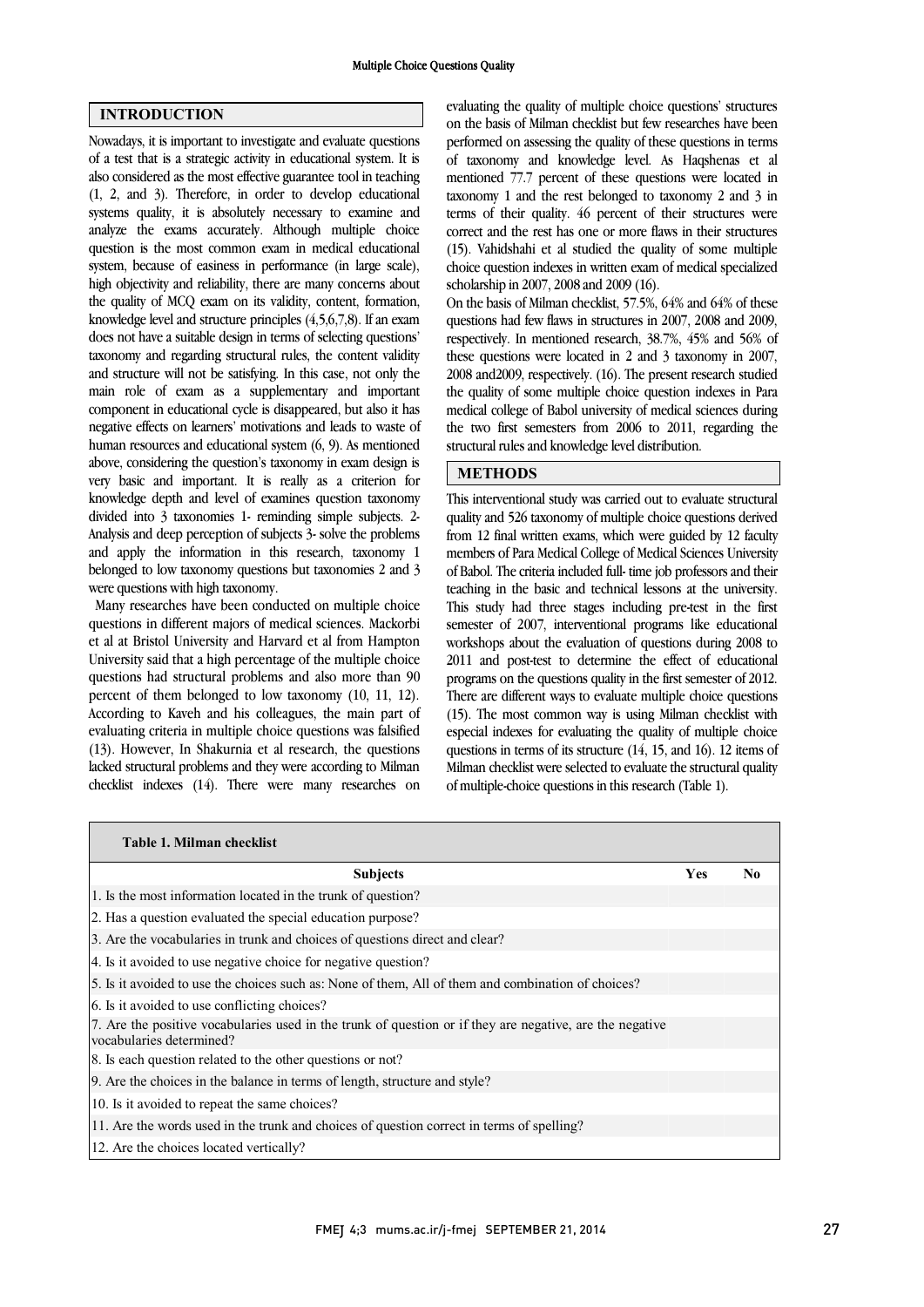## INTRODUCTION

Nowadays, it is important to investigate and evaluate questions of a test that is a strategic activity in educational system. It is also considered as the most effective guarantee tool in teaching (1, 2, and 3). Therefore, in order to develop educational systems quality, it is absolutely necessary to examine and analyze the exams accurately. Although multiple choice question is the most common exam in medical educational system, because of easiness in performance (in large scale), high objectivity and reliability, there are many concerns about the quality of MCQ exam on its validity, content, formation, knowledge level and structure principles (4,5,6,7,8). If an exam does not have a suitable design in terms of selecting questions' taxonomy and regarding structural rules, the content validity and structure will not be satisfying. In this case, not only the main role of exam as a supplementary and important component in educational cycle is disappeared, but also it has negative effects on learners' motivations and leads to waste of human resources and educational system (6, 9). As mentioned above, considering the question's taxonomy in exam design is very basic and important. It is really as a criterion for knowledge depth and level of examines question taxonomy divided into 3 taxonomies 1- reminding simple subjects. 2- Analysis and deep perception of subjects 3- solve the problems and apply the information in this research, taxonomy 1 belonged to low taxonomy questions but taxonomies 2 and 3 were questions with high taxonomy.

Many researches have been conducted on multiple choice questions in different majors of medical sciences. Mackorbi et al at Bristol University and Harvard et al from Hampton University said that a high percentage of the multiple choice questions had structural problems and also more than 90 percent of them belonged to low taxonomy (10, 11, 12). According to Kaveh and his colleagues, the main part of evaluating criteria in multiple choice questions was falsified (13). However, In Shakurnia et al research, the questions lacked structural problems and they were according to Milman checklist indexes (14). There were many researches on evaluating the quality of multiple choice questions' structures on the basis of Milman checklist but few researches have been performed on assessing the quality of these questions in terms of taxonomy and knowledge level. As Haqshenas et al mentioned 77.7 percent of these questions were located in taxonomy 1 and the rest belonged to taxonomy 2 and 3 in terms of their quality. 46 percent of their structures were correct and the rest has one or more flaws in their structures (15). Vahidshahi et al studied the quality of some multiple choice question indexes in written exam of medical specialized scholarship in 2007, 2008 and 2009 (16).

On the basis of Milman checklist, 57.5%, 64% and 64% of these questions had few flaws in structures in 2007, 2008 and 2009, respectively. In mentioned research, 38.7%, 45% and 56% of these questions were located in 2 and 3 taxonomy in 2007, 2008 and2009, respectively. (16). The present research studied the quality of some multiple choice question indexes in Para medical college of Babol university of medical sciences during the two first semesters from 2006 to 2011, regarding the structural rules and knowledge level distribution.

## METHODS

This interventional study was carried out to evaluate structural quality and 526 taxonomy of multiple choice questions derived from 12 final written exams, which were guided by 12 faculty members of Para Medical College of Medical Sciences University of Babol. The criteria included full- time job professors and their teaching in the basic and technical lessons at the university. This study had three stages including pre-test in the first semester of 2007, interventional programs like educational workshops about the evaluation of questions during 2008 to 2011 and post-test to determine the effect of educational programs on the questions quality in the first semester of 2012. There are different ways to evaluate multiple choice questions (15). The most common way is using Milman checklist with especial indexes for evaluating the quality of multiple choice questions in terms of its structure (14, 15, and 16). 12 items of Milman checklist were selected to evaluate the structural quality of multiple-choice questions in this research (Table 1).

**Table 1. Milman checklist**

| Subjects | Yes | No |
|---|---|---|
| 1. Is the most information located in the trunk of question? | | |
| 2. Has a question evaluated the special education purpose? | | |
| 3. Are the vocabularies in trunk and choices of questions direct and clear? | | |
| 4. Is it avoided to use negative choice for negative question? | | |
| 5. Is it avoided to use the choices such as: None of them, All of them and combination of choices? | | |
| 6. Is it avoided to use conflicting choices? | | |
| 7. Are the positive vocabularies used in the trunk of question or if they are negative, are the negative vocabularies determined? | | |
| 8. Is each question related to the other questions or not? | | |
| 9. Are the choices in the balance in terms of length, structure and style? | | |
| 10. Is it avoided to repeat the same choices? | | |
| 11. Are the words used in the trunk and choices of question correct in terms of spelling? | | |
| 12. Are the choices located vertically? | | |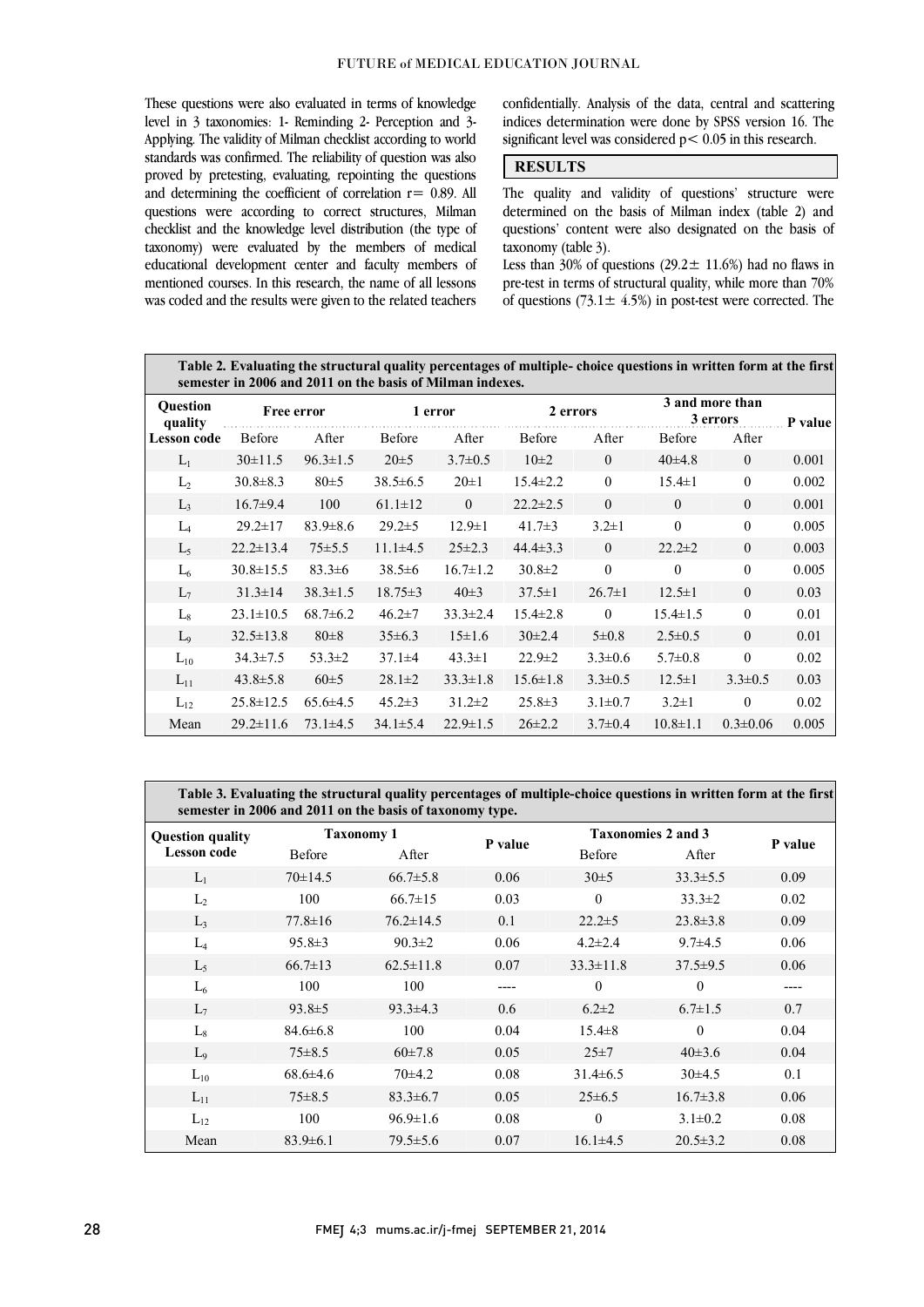These questions were also evaluated in terms of knowledge level in 3 taxonomies: 1- Reminding 2- Perception and 3- Applying. The validity of Milman checklist according to world standards was confirmed. The reliability of question was also proved by pretesting, evaluating, repointing the questions and determining the coefficient of correlation r= 0.89. All questions were according to correct structures, Milman checklist and the knowledge level distribution (the type of taxonomy) were evaluated by the members of medical educational development center and faculty members of mentioned courses. In this research, the name of all lessons was coded and the results were given to the related teachers confidentially. Analysis of the data, central and scattering indices determination were done by SPSS version 16. The significant level was considered $p< 0.05$ in this research.

## RESULTS

The quality and validity of questions' structure were determined on the basis of Milman index (table 2) and questions' content were also designated on the basis of taxonomy (table 3).

Less than 30% of questions (29.2± 11.6%) had no flaws in pre-test in terms of structural quality, while more than 70% of questions (73.1± 4.5%) in post-test were corrected. The

**Table 2. Evaluating the structural quality percentages of multiple- choice questions in written form at the first semester in 2006 and 2011 on the basis of Milman indexes.**

| Question quality | Free error | | 1 error | | 2 errors | | 3 and more than 3 errors | | P value |
|---|---|---|---|---|---|---|---|---|---|
| Lesson code | Before | After | Before | After | Before | After | Before | After | |
| $L_1$ | 30±11.5 | 96.3±1.5 | 20±5 | 3.7±0.5 | 10±2 | 0 | 40±4.8 | 0 | 0.001 |
| $L_2$ | 30.8±8.3 | 80±5 | 38.5±6.5 | 20±1 | 15.4±2.2 | 0 | 15.4±1 | 0 | 0.002 |
| $L_3$ | 16.7±9.4 | 100 | 61.1±12 | 0 | 22.2±2.5 | 0 | 0 | 0 | 0.001 |
| $L_4$ | 29.2±17 | 83.9±8.6 | 29.2±5 | 12.9±1 | 41.7±3 | 3.2±1 | 0 | 0 | 0.005 |
| $L_5$ | 22.2±13.4 | 75±5.5 | 11.1±4.5 | 25±2.3 | 44.4±3.3 | 0 | 22.2±2 | 0 | 0.003 |
| $L_6$ | 30.8±15.5 | 83.3±6 | 38.5±6 | 16.7±1.2 | 30.8±2 | 0 | 0 | 0 | 0.005 |
| $L_7$ | 31.3±14 | 38.3±1.5 | 18.75±3 | 40±3 | 37.5±1 | 26.7±1 | 12.5±1 | 0 | 0.03 |
| $L_8$ | 23.1±10.5 | 68.7±6.2 | 46.2±7 | 33.3±2.4 | 15.4±2.8 | 0 | 15.4±1.5 | 0 | 0.01 |
| $L_9$ | 32.5±13.8 | 80±8 | 35±6.3 | 15±1.6 | 30±2.4 | 5±0.8 | 2.5±0.5 | 0 | 0.01 |
| $L_{10}$ | 34.3±7.5 | 53.3±2 | 37.1±4 | 43.3±1 | 22.9±2 | 3.3±0.6 | 5.7±0.8 | 0 | 0.02 |
| $L_{11}$ | 43.8±5.8 | 60±5 | 28.1±2 | 33.3±1.8 | 15.6±1.8 | 3.3±0.5 | 12.5±1 | 3.3±0.5 | 0.03 |
| $L_{12}$ | 25.8±12.5 | 65.6±4.5 | 45.2±3 | 31.2±2 | 25.8±3 | 3.1±0.7 | 3.2±1 | 0 | 0.02 |
| Mean | 29.2±11.6 | 73.1±4.5 | 34.1±5.4 | 22.9±1.5 | 26±2.2 | 3.7±0.4 | 10.8±1.1 | 0.3±0.06 | 0.005 |

**Table 3. Evaluating the structural quality percentages of multiple-choice questions in written form at the first semester in 2006 and 2011 on the basis of taxonomy type.**

| Question quality | Taxonomy 1 | | P value | Taxonomies 2 and 3 | | P value |
|---|---|---|---|---|---|---|
| Lesson code | Before | After | | Before | After | |
| $L_1$ | 70±14.5 | 66.7±5.8 | 0.06 | 30±5 | 33.3±5.5 | 0.09 |
| $L_2$ | 100 | 66.7±15 | 0.03 | 0 | 33.3±2 | 0.02 |
| $L_3$ | 77.8±16 | 76.2±14.5 | 0.1 | 22.2±5 | 23.8±3.8 | 0.09 |
| $L_4$ | 95.8±3 | 90.3±2 | 0.06 | 4.2±2.4 | 9.7±4.5 | 0.06 |
| $L_5$ | 66.7±13 | 62.5±11.8 | 0.07 | 33.3±11.8 | 37.5±9.5 | 0.06 |
| $L_6$ | 100 | 100 | ---- | 0 | 0 | ---- |
| $L_7$ | 93.8±5 | 93.3±4.3 | 0.6 | 6.2±2 | 6.7±1.5 | 0.7 |
| $L_8$ | 84.6±6.8 | 100 | 0.04 | 15.4±8 | 0 | 0.04 |
| $L_9$ | 75±8.5 | 60±7.8 | 0.05 | 25±7 | 40±3.6 | 0.04 |
| $L_{10}$ | 68.6±4.6 | 70±4.2 | 0.08 | 31.4±6.5 | 30±4.5 | 0.1 |
| $L_{11}$ | 75±8.5 | 83.3±6.7 | 0.05 | 25±6.5 | 16.7±3.8 | 0.06 |
| $L_{12}$ | 100 | 96.9±1.6 | 0.08 | 0 | 3.1±0.2 | 0.08 |
| Mean | 83.9±6.1 | 79.5±5.6 | 0.07 | 16.1±4.5 | 20.5±3.2 | 0.08 |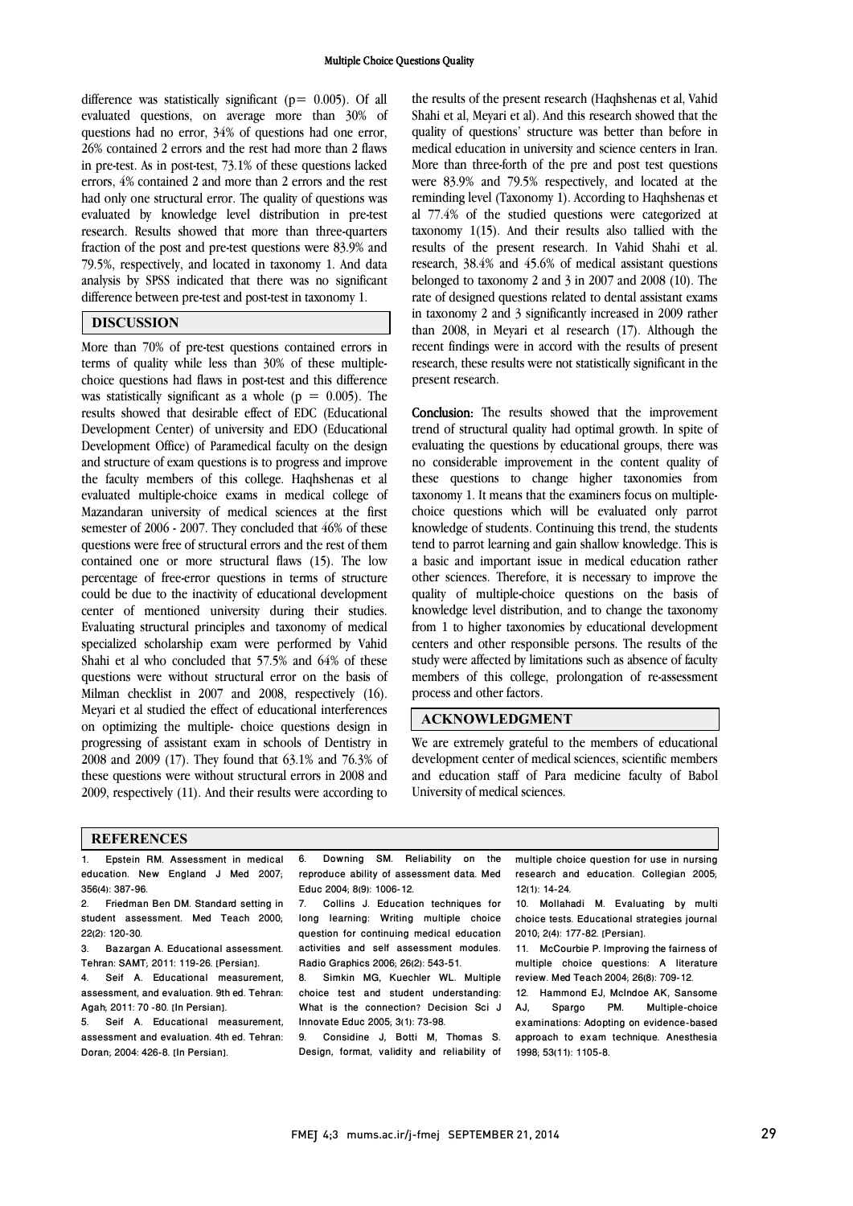difference was statistically significant (p= 0.005). Of all evaluated questions, on average more than 30% of questions had no error, 34% of questions had one error, 26% contained 2 errors and the rest had more than 2 flaws in pre-test. As in post-test, 73.1% of these questions lacked errors, 4% contained 2 and more than 2 errors and the rest had only one structural error. The quality of questions was evaluated by knowledge level distribution in pre-test research. Results showed that more than three-quarters fraction of the post and pre-test questions were 83.9% and 79.5%, respectively, and located in taxonomy 1. And data analysis by SPSS indicated that there was no significant difference between pre-test and post-test in taxonomy 1.

## DISCUSSION

More than 70% of pre-test questions contained errors in terms of quality while less than 30% of these multiple-choice questions had flaws in post-test and this difference was statistically significant as a whole (p = 0.005). The results showed that desirable effect of EDC (Educational Development Center) of university and EDO (Educational Development Office) of Paramedical faculty on the design and structure of exam questions is to progress and improve the faculty members of this college. Haqhshenas et al evaluated multiple-choice exams in medical college of Mazandaran university of medical sciences at the first semester of 2006 - 2007. They concluded that 46% of these questions were free of structural errors and the rest of them contained one or more structural flaws (15). The low percentage of free-error questions in terms of structure could be due to the inactivity of educational development center of mentioned university during their studies. Evaluating structural principles and taxonomy of medical specialized scholarship exam were performed by Vahid Shahi et al who concluded that 57.5% and 64% of these questions were without structural error on the basis of Milman checklist in 2007 and 2008, respectively (16). Meyari et al studied the effect of educational interferences on optimizing the multiple- choice questions design in progressing of assistant exam in schools of Dentistry in 2008 and 2009 (17). They found that 63.1% and 76.3% of these questions were without structural errors in 2008 and 2009, respectively (11). And their results were according to the results of the present research (Haqhshenas et al, Vahid Shahi et al, Meyari et al). And this research showed that the quality of questions' structure was better than before in medical education in university and science centers in Iran. More than three-forth of the pre and post test questions were 83.9% and 79.5% respectively, and located at the reminding level (Taxonomy 1). According to Haqhshenas et al 77.4% of the studied questions were categorized at taxonomy 1(15). And their results also tallied with the results of the present research. In Vahid Shahi et al. research, 38.4% and 45.6% of medical assistant questions belonged to taxonomy 2 and 3 in 2007 and 2008 (10). The rate of designed questions related to dental assistant exams in taxonomy 2 and 3 significantly increased in 2009 rather than 2008, in Meyari et al research (17). Although the recent findings were in accord with the results of present research, these results were not statistically significant in the present research.

**Conclusion:** The results showed that the improvement trend of structural quality had optimal growth. In spite of evaluating the questions by educational groups, there was no considerable improvement in the content quality of these questions to change higher taxonomies from taxonomy 1. It means that the examiners focus on multiple-choice questions which will be evaluated only parrot knowledge of students. Continuing this trend, the students tend to parrot learning and gain shallow knowledge. This is a basic and important issue in medical education rather other sciences. Therefore, it is necessary to improve the quality of multiple-choice questions on the basis of knowledge level distribution, and to change the taxonomy from 1 to higher taxonomies by educational development centers and other responsible persons. The results of the study were affected by limitations such as absence of faculty members of this college, prolongation of re-assessment process and other factors.

## ACKNOWLEDGMENT

We are extremely grateful to the members of educational development center of medical sciences, scientific members and education staff of Para medicine faculty of Babol University of medical sciences.

## REFERENCES

1. Epstein RM. Assessment in medical education. New England J Med 2007; 356(4): 387-96.
2. Friedman Ben DM. Standard setting in student assessment. Med Teach 2000; 22(2): 120-30.
3. Bazargan A. Educational assessment. Tehran: SAMT; 2011: 119-26. [Persian].
4. Seif A. Educational measurement, assessment, and evaluation. 9th ed. Tehran: Agah; 2011: 70 -80. [In Persian].
5. Seif A. Educational measurement, assessment and evaluation. 4th ed. Tehran: Doran; 2004: 426-8. [In Persian].
6. Downing SM. Reliability on the reproduce ability of assessment data. Med Educ 2004; 8(9): 1006-12.
7. Collins J. Education techniques for long learning: Writing multiple choice question for continuing medical education activities and self assessment modules. Radio Graphics 2006; 26(2): 543-51.
8. Simkin MG, Kuechler WL. Multiple choice test and student understanding: What is the connection? Decision Sci J Innovate Educ 2005; 3(1): 73-98.
9. Considine J, Botti M, Thomas S. Design, format, validity and reliability of multiple choice question for use in nursing research and education. Collegian 2005; 12(1): 14-24.
10. Mollahadi M. Evaluating by multi choice tests. Educational strategies journal 2010; 2(4): 177-82. [Persian].
11. McCourbie P. Improving the fairness of multiple choice questions: A literature review. Med Teach 2004; 26(8): 709-12.
12. Hammond EJ, McIndoe AK, Sansome AJ, Spargo PM. Multiple-choice examinations: Adopting on evidence-based approach to exam technique. Anesthesia 1998; 53(11): 1105-8.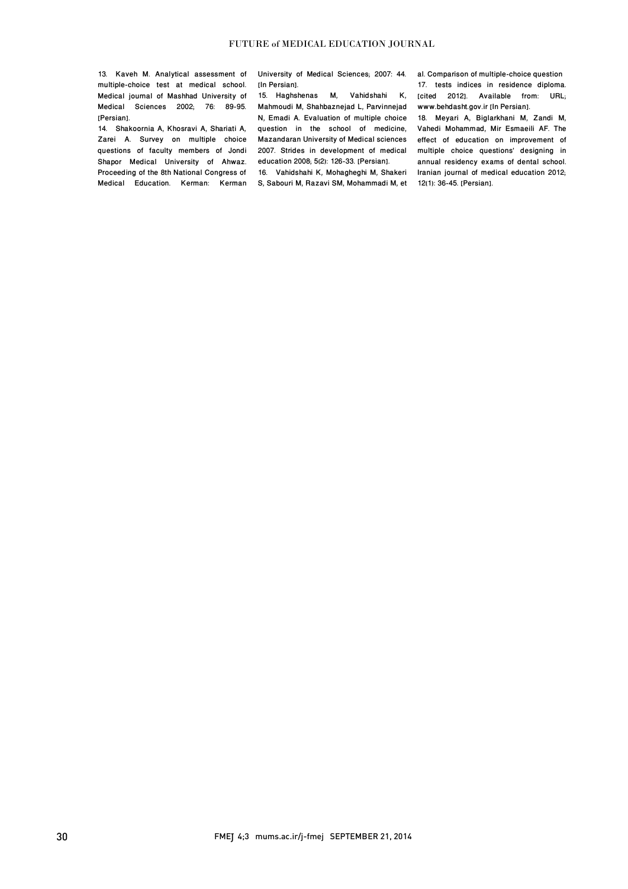13. Kaveh M. Analytical assessment of multiple-choice test at medical school. Medical journal of Mashhad University of Medical Sciences 2002; 76: 89-95. [Persian].

14. Shakoornia A, Khosravi A, Shariati A, Zarei A. Survey on multiple choice questions of faculty members of Jondi Shapor Medical University of Ahwaz. Proceeding of the 8th National Congress of Medical Education. Kerman: Kerman University of Medical Sciences; 2007: 44. [In Persian].

15. Haghshenas M, Vahidshahi K, Mahmoudi M, Shahbaznejad L, Parvinnejad N, Emadi A. Evaluation of multiple choice question in the school of medicine, Mazandaran University of Medical sciences 2007. Strides in development of medical education 2008; 5(2): 126-33. [Persian].

16. Vahidshahi K, Mohagheghi M, Shakeri S, Sabouri M, Razavi SM, Mohammadi M, et al. Comparison of multiple-choice question

17. tests indices in residence diploma. [cited 2012]. Available from: URL; www.behdasht.gov.ir [In Persian].

18. Meyari A, Biglarkhani M, Zandi M, Vahedi Mohammad, Mir Esmaeili AF. The effect of education on improvement of multiple choice questions' designing in annual residency exams of dental school. Iranian journal of medical education 2012; 12(1): 36-45. [Persian].